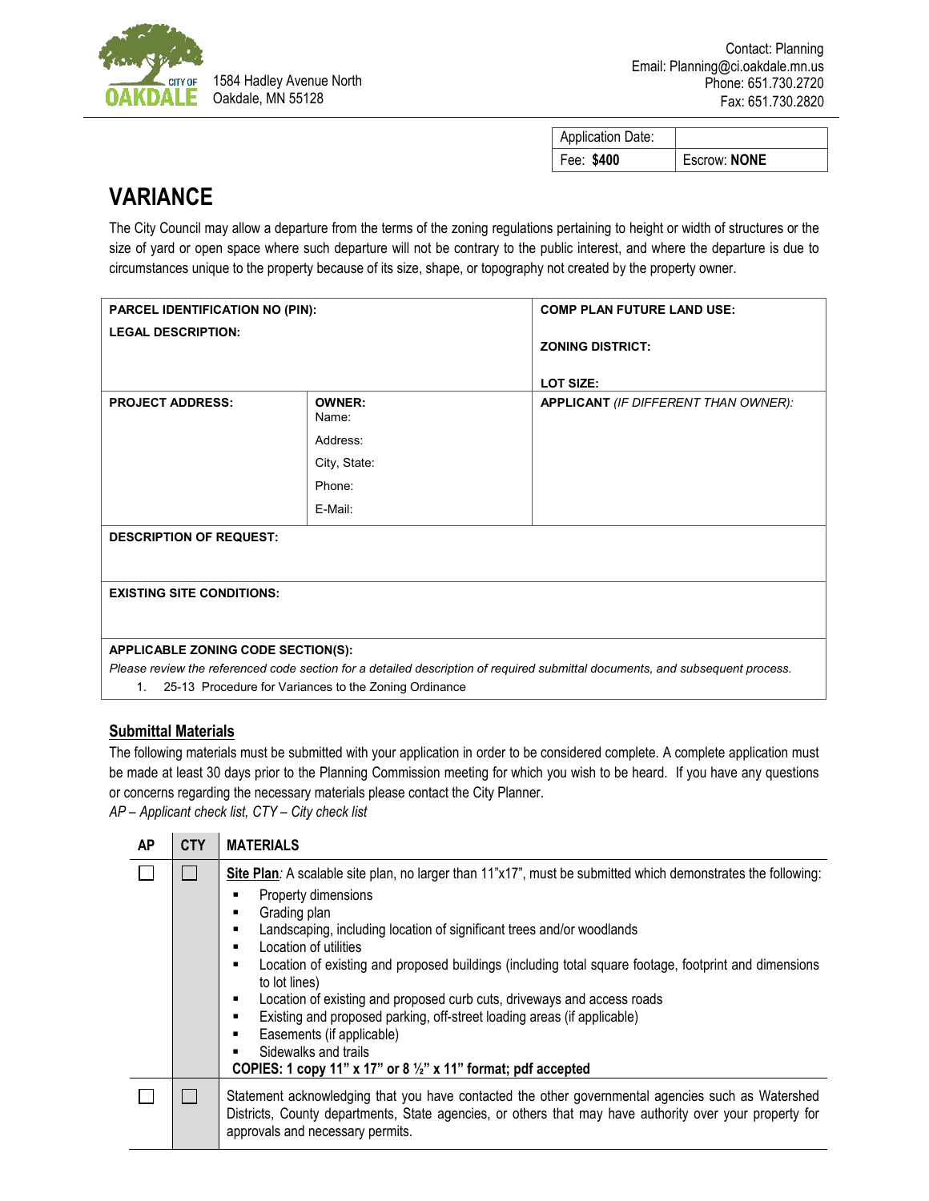CITY OF OAKDALE
1584 Hadley Avenue North
Oakdale, MN 55128

Contact: Planning
Email: Planning@ci.oakdale.mn.us
Phone: 651.730.2720
Fax: 651.730.2820

| Application Date: | |
|---|---|
| Fee: **$400** | Escrow: **NONE** |

# VARIANCE

The City Council may allow a departure from the terms of the zoning regulations pertaining to height or width of structures or the size of yard or open space where such departure will not be contrary to the public interest, and where the departure is due to circumstances unique to the property because of its size, shape, or topography not created by the property owner.

| **PARCEL IDENTIFICATION NO (PIN):**<br>**LEGAL DESCRIPTION:** | | **COMP PLAN FUTURE LAND USE:**<br>**ZONING DISTRICT:**<br>**LOT SIZE:** |
|---|---|---|
| **PROJECT ADDRESS:** | **OWNER:**<br>Name:<br>Address:<br>City, State:<br>Phone:<br>E-Mail: | **APPLICANT** *(IF DIFFERENT THAN OWNER):* |
| **DESCRIPTION OF REQUEST:** | | |
| **EXISTING SITE CONDITIONS:** | | |
| **APPLICABLE ZONING CODE SECTION(S):**<br>*Please review the referenced code section for a detailed description of required submittal documents, and subsequent process.*<br>1. 25-13 Procedure for Variances to the Zoning Ordinance | | |

## Submittal Materials

The following materials must be submitted with your application in order to be considered complete. A complete application must be made at least 30 days prior to the Planning Commission meeting for which you wish to be heard. If you have any questions or concerns regarding the necessary materials please contact the City Planner.

*AP – Applicant check list, CTY – City check list*

| AP | CTY | MATERIALS |
|---|---|---|
| ☐ | ☐ | **Site Plan***:* A scalable site plan, no larger than 11"x17", must be submitted which demonstrates the following:<br>▪ Property dimensions<br>▪ Grading plan<br>▪ Landscaping, including location of significant trees and/or woodlands<br>▪ Location of utilities<br>▪ Location of existing and proposed buildings (including total square footage, footprint and dimensions to lot lines)<br>▪ Location of existing and proposed curb cuts, driveways and access roads<br>▪ Existing and proposed parking, off-street loading areas (if applicable)<br>▪ Easements (if applicable)<br>▪ Sidewalks and trails<br>**COPIES: 1 copy 11" x 17" or 8 ½" x 11" format; pdf accepted** |
| ☐ | ☐ | Statement acknowledging that you have contacted the other governmental agencies such as Watershed Districts, County departments, State agencies, or others that may have authority over your property for approvals and necessary permits. |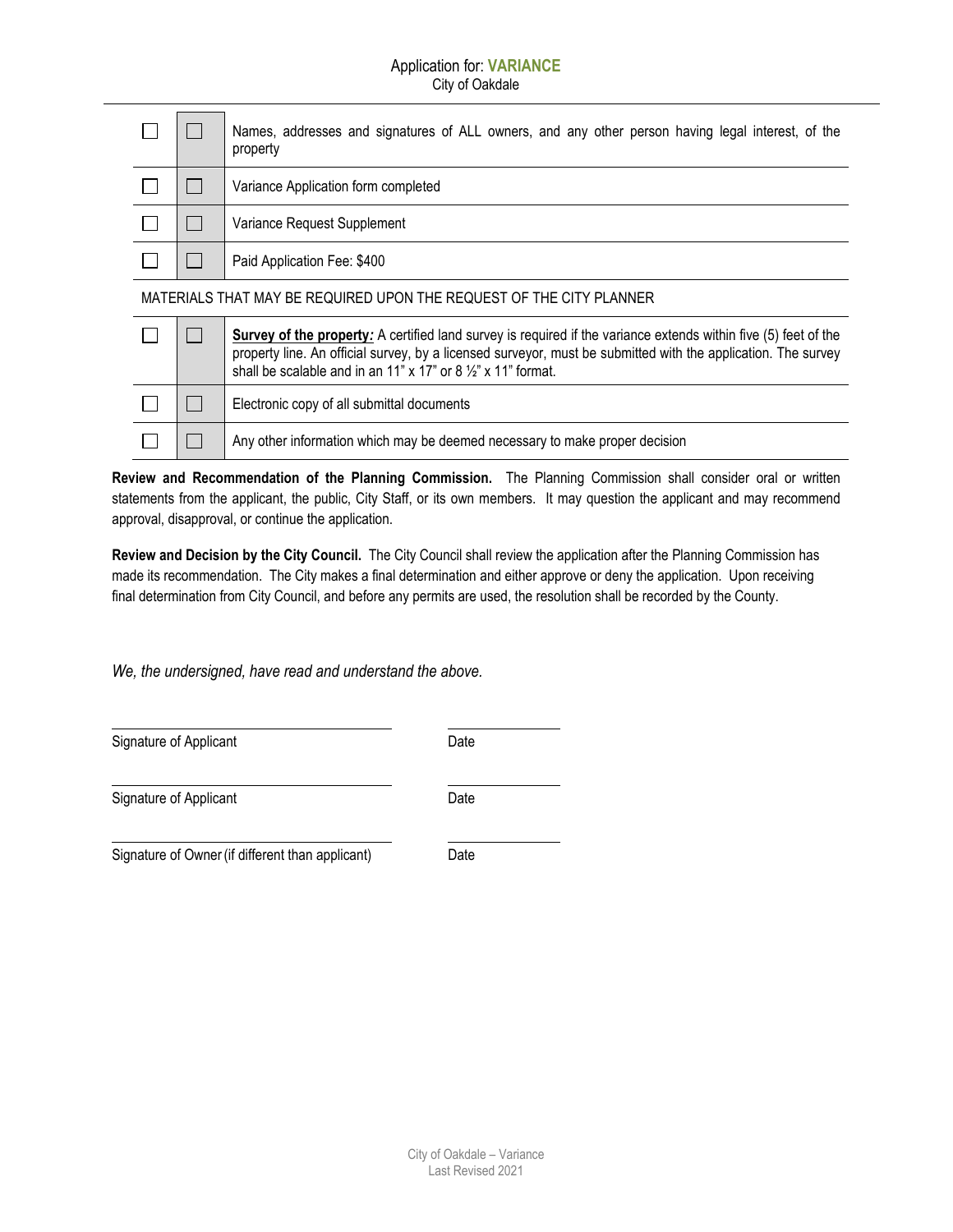Application for: **VARIANCE**
City of Oakdale

| | | |
|---|---|---|
| ☐ | ☐ | Names, addresses and signatures of ALL owners, and any other person having legal interest, of the property |
| ☐ | ☐ | Variance Application form completed |
| ☐ | ☐ | Variance Request Supplement |
| ☐ | ☐ | Paid Application Fee: $400 |
| MATERIALS THAT MAY BE REQUIRED UPON THE REQUEST OF THE CITY PLANNER | | |
| ☐ | ☐ | **Survey of the property:** A certified land survey is required if the variance extends within five (5) feet of the property line. An official survey, by a licensed surveyor, must be submitted with the application. The survey shall be scalable and in an 11" x 17" or 8 ½" x 11" format. |
| ☐ | ☐ | Electronic copy of all submittal documents |
| ☐ | ☐ | Any other information which may be deemed necessary to make proper decision |

**Review and Recommendation of the Planning Commission.** The Planning Commission shall consider oral or written statements from the applicant, the public, City Staff, or its own members. It may question the applicant and may recommend approval, disapproval, or continue the application.

**Review and Decision by the City Council.** The City Council shall review the application after the Planning Commission has made its recommendation. The City makes a final determination and either approve or deny the application. Upon receiving final determination from City Council, and before any permits are used, the resolution shall be recorded by the County.

*We, the undersigned, have read and understand the above.*

______________________________ ____________
Signature of Applicant Date

______________________________ ____________
Signature of Applicant Date

______________________________ ____________
Signature of Owner (if different than applicant) Date